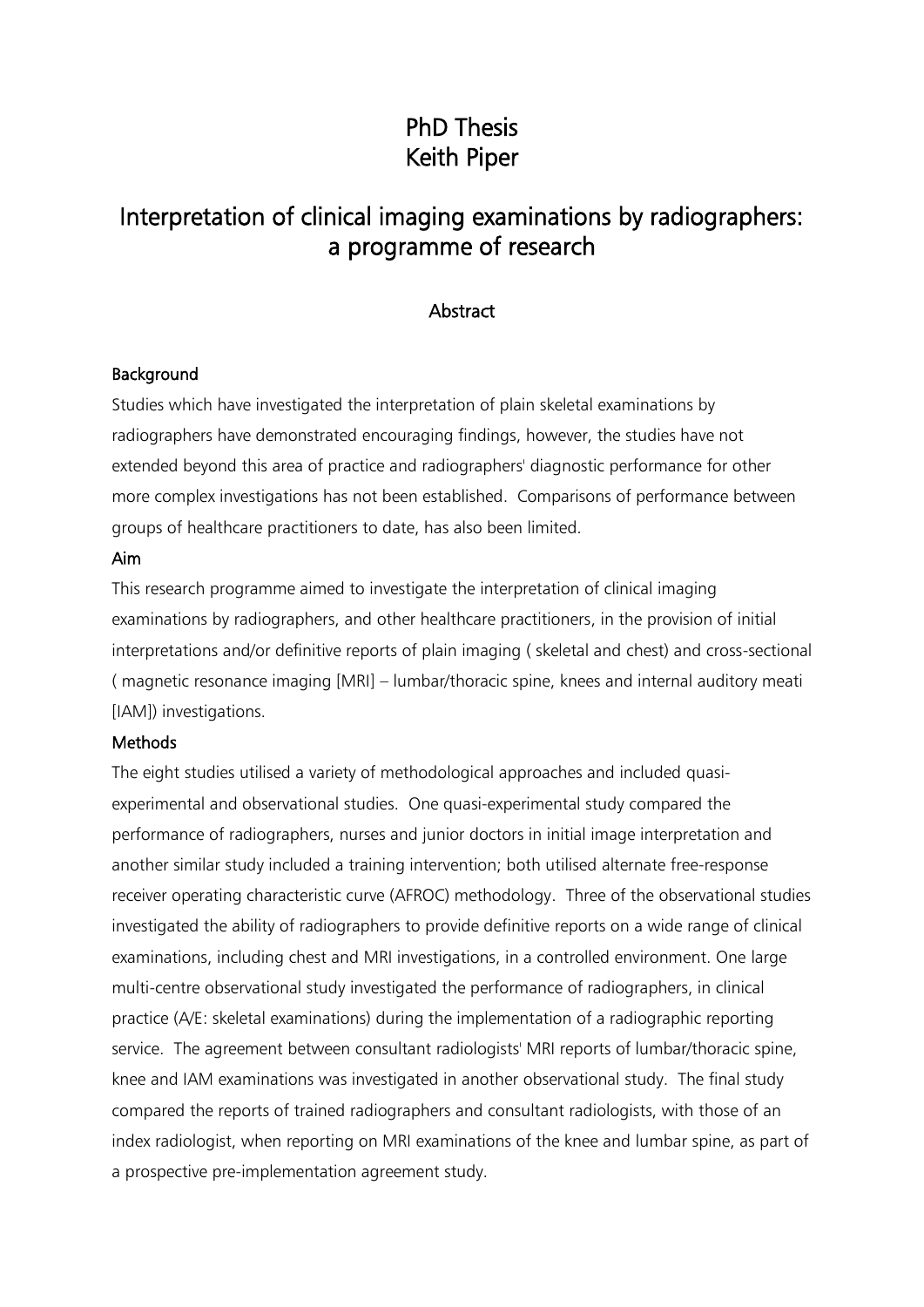# PhD Thesis
# Keith Piper

## Interpretation of clinical imaging examinations by radiographers: a programme of research

### Abstract

#### Background

Studies which have investigated the interpretation of plain skeletal examinations by radiographers have demonstrated encouraging findings, however, the studies have not extended beyond this area of practice and radiographers' diagnostic performance for other more complex investigations has not been established. Comparisons of performance between groups of healthcare practitioners to date, has also been limited.

#### Aim

This research programme aimed to investigate the interpretation of clinical imaging examinations by radiographers, and other healthcare practitioners, in the provision of initial interpretations and/or definitive reports of plain imaging ( skeletal and chest) and cross-sectional ( magnetic resonance imaging [MRI] – lumbar/thoracic spine, knees and internal auditory meati [IAM]) investigations.

#### Methods

The eight studies utilised a variety of methodological approaches and included quasi-experimental and observational studies. One quasi-experimental study compared the performance of radiographers, nurses and junior doctors in initial image interpretation and another similar study included a training intervention; both utilised alternate free-response receiver operating characteristic curve (AFROC) methodology. Three of the observational studies investigated the ability of radiographers to provide definitive reports on a wide range of clinical examinations, including chest and MRI investigations, in a controlled environment. One large multi-centre observational study investigated the performance of radiographers, in clinical practice (A/E: skeletal examinations) during the implementation of a radiographic reporting service. The agreement between consultant radiologists' MRI reports of lumbar/thoracic spine, knee and IAM examinations was investigated in another observational study. The final study compared the reports of trained radiographers and consultant radiologists, with those of an index radiologist, when reporting on MRI examinations of the knee and lumbar spine, as part of a prospective pre-implementation agreement study.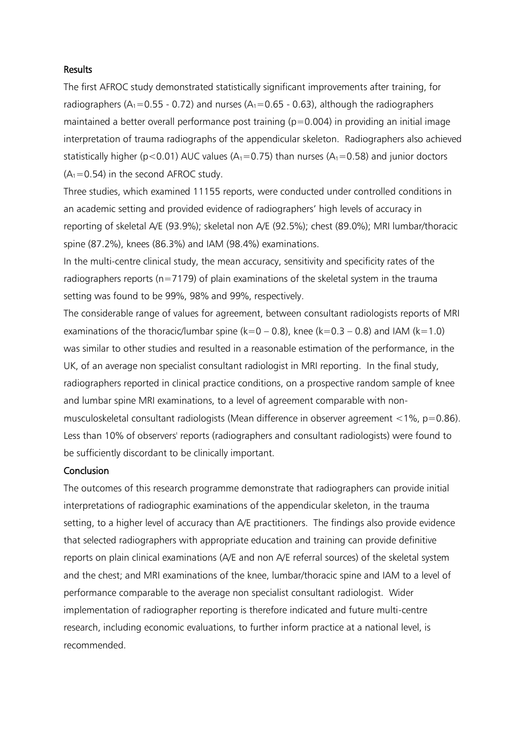## Results

The first AFROC study demonstrated statistically significant improvements after training, for radiographers ($A_1$=0.55 - 0.72) and nurses ($A_1$=0.65 - 0.63), although the radiographers maintained a better overall performance post training ($p$=0.004) in providing an initial image interpretation of trauma radiographs of the appendicular skeleton. Radiographers also achieved statistically higher ($p$<0.01) AUC values ($A_1$=0.75) than nurses ($A_1$=0.58) and junior doctors ($A_1$=0.54) in the second AFROC study.

Three studies, which examined 11155 reports, were conducted under controlled conditions in an academic setting and provided evidence of radiographers' high levels of accuracy in reporting of skeletal A/E (93.9%); skeletal non A/E (92.5%); chest (89.0%); MRI lumbar/thoracic spine (87.2%), knees (86.3%) and IAM (98.4%) examinations.

In the multi-centre clinical study, the mean accuracy, sensitivity and specificity rates of the radiographers reports (n=7179) of plain examinations of the skeletal system in the trauma setting was found to be 99%, 98% and 99%, respectively.

The considerable range of values for agreement, between consultant radiologists reports of MRI examinations of the thoracic/lumbar spine (k=0 – 0.8), knee (k=0.3 – 0.8) and IAM (k=1.0) was similar to other studies and resulted in a reasonable estimation of the performance, in the UK, of an average non specialist consultant radiologist in MRI reporting. In the final study, radiographers reported in clinical practice conditions, on a prospective random sample of knee and lumbar spine MRI examinations, to a level of agreement comparable with non-musculoskeletal consultant radiologists (Mean difference in observer agreement <1%, $p$=0.86). Less than 10% of observers' reports (radiographers and consultant radiologists) were found to be sufficiently discordant to be clinically important.

## Conclusion

The outcomes of this research programme demonstrate that radiographers can provide initial interpretations of radiographic examinations of the appendicular skeleton, in the trauma setting, to a higher level of accuracy than A/E practitioners. The findings also provide evidence that selected radiographers with appropriate education and training can provide definitive reports on plain clinical examinations (A/E and non A/E referral sources) of the skeletal system and the chest; and MRI examinations of the knee, lumbar/thoracic spine and IAM to a level of performance comparable to the average non specialist consultant radiologist. Wider implementation of radiographer reporting is therefore indicated and future multi-centre research, including economic evaluations, to further inform practice at a national level, is recommended.